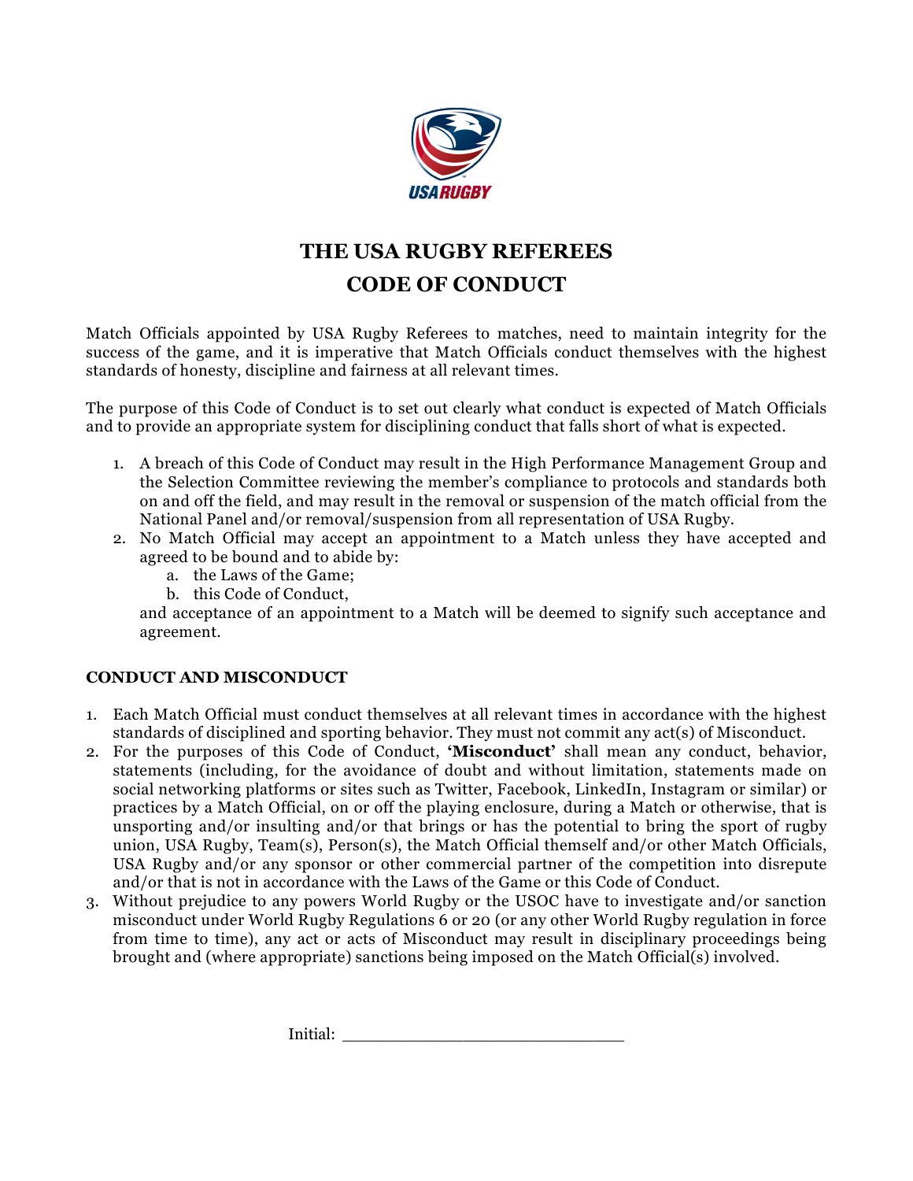# THE USA RUGBY REFEREES CODE OF CONDUCT

Match Officials appointed by USA Rugby Referees to matches, need to maintain integrity for the success of the game, and it is imperative that Match Officials conduct themselves with the highest standards of honesty, discipline and fairness at all relevant times.

The purpose of this Code of Conduct is to set out clearly what conduct is expected of Match Officials and to provide an appropriate system for disciplining conduct that falls short of what is expected.

1. A breach of this Code of Conduct may result in the High Performance Management Group and the Selection Committee reviewing the member's compliance to protocols and standards both on and off the field, and may result in the removal or suspension of the match official from the National Panel and/or removal/suspension from all representation of USA Rugby.
2. No Match Official may accept an appointment to a Match unless they have accepted and agreed to be bound and to abide by:
   a. the Laws of the Game;
   b. this Code of Conduct,

   and acceptance of an appointment to a Match will be deemed to signify such acceptance and agreement.

## CONDUCT AND MISCONDUCT

1. Each Match Official must conduct themselves at all relevant times in accordance with the highest standards of disciplined and sporting behavior. They must not commit any act(s) of Misconduct.
2. For the purposes of this Code of Conduct, **'Misconduct'** shall mean any conduct, behavior, statements (including, for the avoidance of doubt and without limitation, statements made on social networking platforms or sites such as Twitter, Facebook, LinkedIn, Instagram or similar) or practices by a Match Official, on or off the playing enclosure, during a Match or otherwise, that is unsporting and/or insulting and/or that brings or has the potential to bring the sport of rugby union, USA Rugby, Team(s), Person(s), the Match Official themself and/or other Match Officials, USA Rugby and/or any sponsor or other commercial partner of the competition into disrepute and/or that is not in accordance with the Laws of the Game or this Code of Conduct.
3. Without prejudice to any powers World Rugby or the USOC have to investigate and/or sanction misconduct under World Rugby Regulations 6 or 20 (or any other World Rugby regulation in force from time to time), any act or acts of Misconduct may result in disciplinary proceedings being brought and (where appropriate) sanctions being imposed on the Match Official(s) involved.

Initial: ______________________________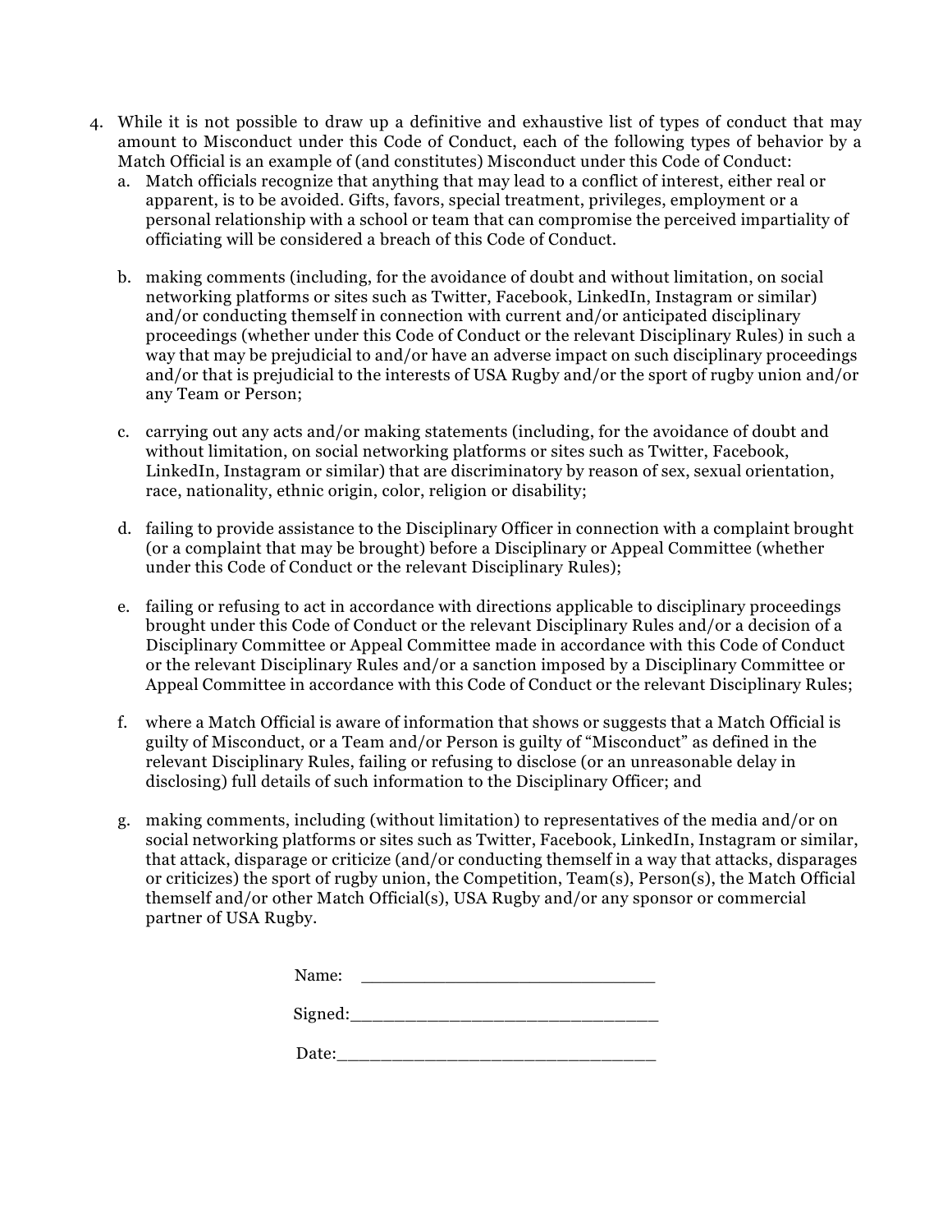4. While it is not possible to draw up a definitive and exhaustive list of types of conduct that may amount to Misconduct under this Code of Conduct, each of the following types of behavior by a Match Official is an example of (and constitutes) Misconduct under this Code of Conduct:
   a. Match officials recognize that anything that may lead to a conflict of interest, either real or apparent, is to be avoided. Gifts, favors, special treatment, privileges, employment or a personal relationship with a school or team that can compromise the perceived impartiality of officiating will be considered a breach of this Code of Conduct.

   b. making comments (including, for the avoidance of doubt and without limitation, on social networking platforms or sites such as Twitter, Facebook, LinkedIn, Instagram or similar) and/or conducting themself in connection with current and/or anticipated disciplinary proceedings (whether under this Code of Conduct or the relevant Disciplinary Rules) in such a way that may be prejudicial to and/or have an adverse impact on such disciplinary proceedings and/or that is prejudicial to the interests of USA Rugby and/or the sport of rugby union and/or any Team or Person;

   c. carrying out any acts and/or making statements (including, for the avoidance of doubt and without limitation, on social networking platforms or sites such as Twitter, Facebook, LinkedIn, Instagram or similar) that are discriminatory by reason of sex, sexual orientation, race, nationality, ethnic origin, color, religion or disability;

   d. failing to provide assistance to the Disciplinary Officer in connection with a complaint brought (or a complaint that may be brought) before a Disciplinary or Appeal Committee (whether under this Code of Conduct or the relevant Disciplinary Rules);

   e. failing or refusing to act in accordance with directions applicable to disciplinary proceedings brought under this Code of Conduct or the relevant Disciplinary Rules and/or a decision of a Disciplinary Committee or Appeal Committee made in accordance with this Code of Conduct or the relevant Disciplinary Rules and/or a sanction imposed by a Disciplinary Committee or Appeal Committee in accordance with this Code of Conduct or the relevant Disciplinary Rules;

   f. where a Match Official is aware of information that shows or suggests that a Match Official is guilty of Misconduct, or a Team and/or Person is guilty of "Misconduct" as defined in the relevant Disciplinary Rules, failing or refusing to disclose (or an unreasonable delay in disclosing) full details of such information to the Disciplinary Officer; and

   g. making comments, including (without limitation) to representatives of the media and/or on social networking platforms or sites such as Twitter, Facebook, LinkedIn, Instagram or similar, that attack, disparage or criticize (and/or conducting themself in a way that attacks, disparages or criticizes) the sport of rugby union, the Competition, Team(s), Person(s), the Match Official themself and/or other Match Official(s), USA Rugby and/or any sponsor or commercial partner of USA Rugby.

Name: ______________________________

Signed: ______________________________

Date: ______________________________